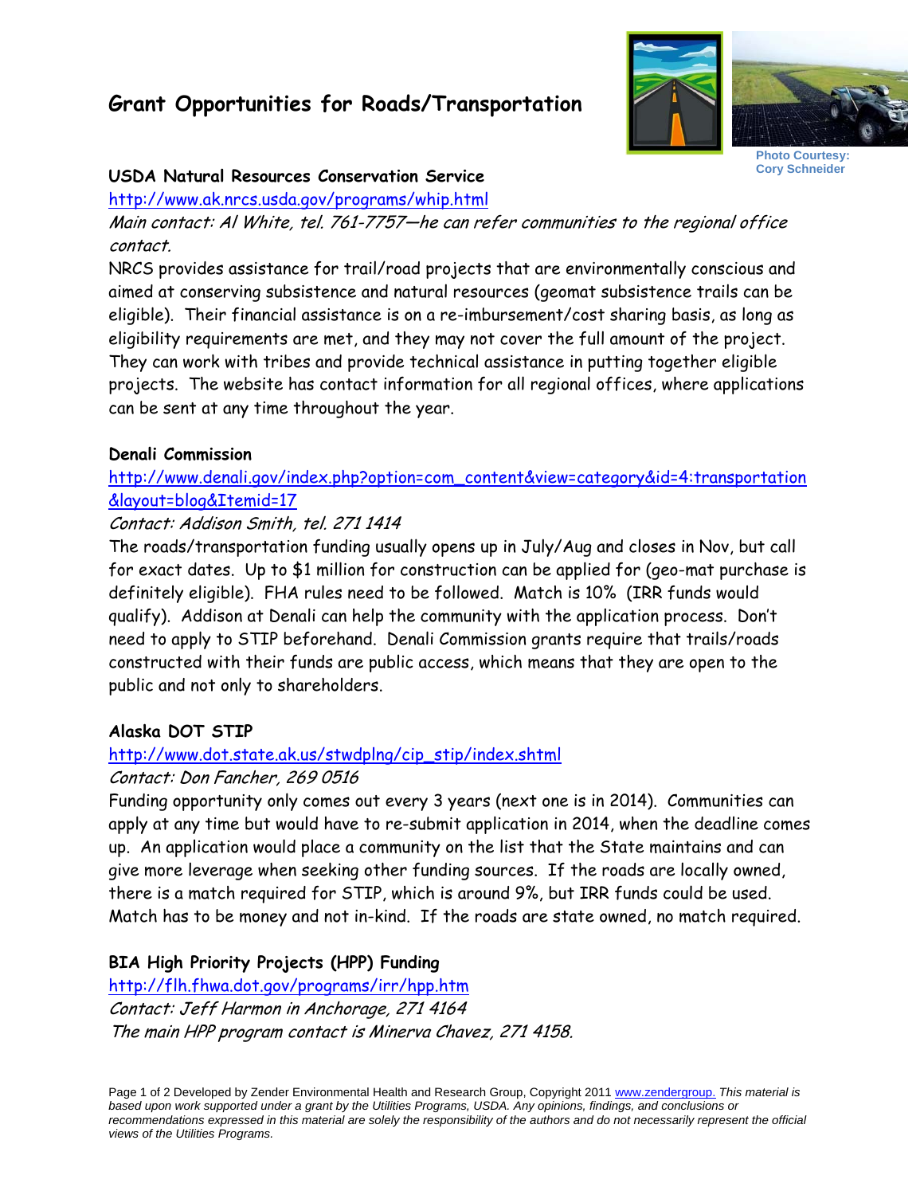# Grant Opportunities for Roads/Transportation

Photo Courtesy: Cory Schneider

**USDA Natural Resources Conservation Service**

http://www.ak.nrcs.usda.gov/programs/whip.html

*Main contact: Al White, tel. 761-7757—he can refer communities to the regional office contact.*

NRCS provides assistance for trail/road projects that are environmentally conscious and aimed at conserving subsistence and natural resources (geomat subsistence trails can be eligible). Their financial assistance is on a re-imbursement/cost sharing basis, as long as eligibility requirements are met, and they may not cover the full amount of the project. They can work with tribes and provide technical assistance in putting together eligible projects. The website has contact information for all regional offices, where applications can be sent at any time throughout the year.

**Denali Commission**

http://www.denali.gov/index.php?option=com_content&view=category&id=4:transportation&layout=blog&Itemid=17

*Contact: Addison Smith, tel. 271 1414*

The roads/transportation funding usually opens up in July/Aug and closes in Nov, but call for exact dates. Up to $1 million for construction can be applied for (geo-mat purchase is definitely eligible). FHA rules need to be followed. Match is 10% (IRR funds would qualify). Addison at Denali can help the community with the application process. Don't need to apply to STIP beforehand. Denali Commission grants require that trails/roads constructed with their funds are public access, which means that they are open to the public and not only to shareholders.

**Alaska DOT STIP**

http://www.dot.state.ak.us/stwdplng/cip_stip/index.shtml

*Contact: Don Fancher, 269 0516*

Funding opportunity only comes out every 3 years (next one is in 2014). Communities can apply at any time but would have to re-submit application in 2014, when the deadline comes up. An application would place a community on the list that the State maintains and can give more leverage when seeking other funding sources. If the roads are locally owned, there is a match required for STIP, which is around 9%, but IRR funds could be used. Match has to be money and not in-kind. If the roads are state owned, no match required.

**BIA High Priority Projects (HPP) Funding**

http://flh.fhwa.dot.gov/programs/irr/hpp.htm

*Contact: Jeff Harmon in Anchorage, 271 4164*

*The main HPP program contact is Minerva Chavez, 271 4158.*

Developed by Zender Environmental Health and Research Group, Copyright 2011 www.zendergroup. *This material is based upon work supported under a grant by the Utilities Programs, USDA. Any opinions, findings, and conclusions or recommendations expressed in this material are solely the responsibility of the authors and do not necessarily represent the official views of the Utilities Programs.*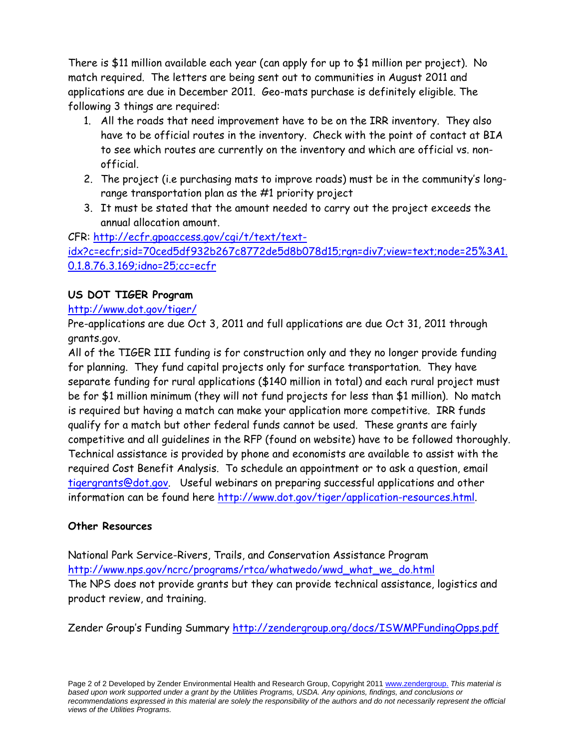There is $11 million available each year (can apply for up to $1 million per project). No match required. The letters are being sent out to communities in August 2011 and applications are due in December 2011. Geo-mats purchase is definitely eligible. The following 3 things are required:

1. All the roads that need improvement have to be on the IRR inventory. They also have to be official routes in the inventory. Check with the point of contact at BIA to see which routes are currently on the inventory and which are official vs. non-official.
2. The project (i.e purchasing mats to improve roads) must be in the community's long-range transportation plan as the #1 priority project
3. It must be stated that the amount needed to carry out the project exceeds the annual allocation amount.

CFR: http://ecfr.gpoaccess.gov/cgi/t/text/text-idx?c=ecfr;sid=70ced5df932b267c8772de5d8b078d15;rgn=div7;view=text;node=25%3A1.0.1.8.76.3.169;idno=25;cc=ecfr

**US DOT TIGER Program**

http://www.dot.gov/tiger/

Pre-applications are due Oct 3, 2011 and full applications are due Oct 31, 2011 through grants.gov.

All of the TIGER III funding is for construction only and they no longer provide funding for planning. They fund capital projects only for surface transportation. They have separate funding for rural applications ($140 million in total) and each rural project must be for $1 million minimum (they will not fund projects for less than $1 million). No match is required but having a match can make your application more competitive. IRR funds qualify for a match but other federal funds cannot be used. These grants are fairly competitive and all guidelines in the RFP (found on website) have to be followed thoroughly. Technical assistance is provided by phone and economists are available to assist with the required Cost Benefit Analysis. To schedule an appointment or to ask a question, email tigergrants@dot.gov. Useful webinars on preparing successful applications and other information can be found here http://www.dot.gov/tiger/application-resources.html.

**Other Resources**

National Park Service-Rivers, Trails, and Conservation Assistance Program
http://www.nps.gov/ncrc/programs/rtca/whatwedo/wwd_what_we_do.html
The NPS does not provide grants but they can provide technical assistance, logistics and product review, and training.

Zender Group's Funding Summary http://zendergroup.org/docs/ISWMPFundingOpps.pdf

Developed by Zender Environmental Health and Research Group, Copyright 2011 www.zendergroup. *This material is based upon work supported under a grant by the Utilities Programs, USDA. Any opinions, findings, and conclusions or recommendations expressed in this material are solely the responsibility of the authors and do not necessarily represent the official views of the Utilities Programs.*